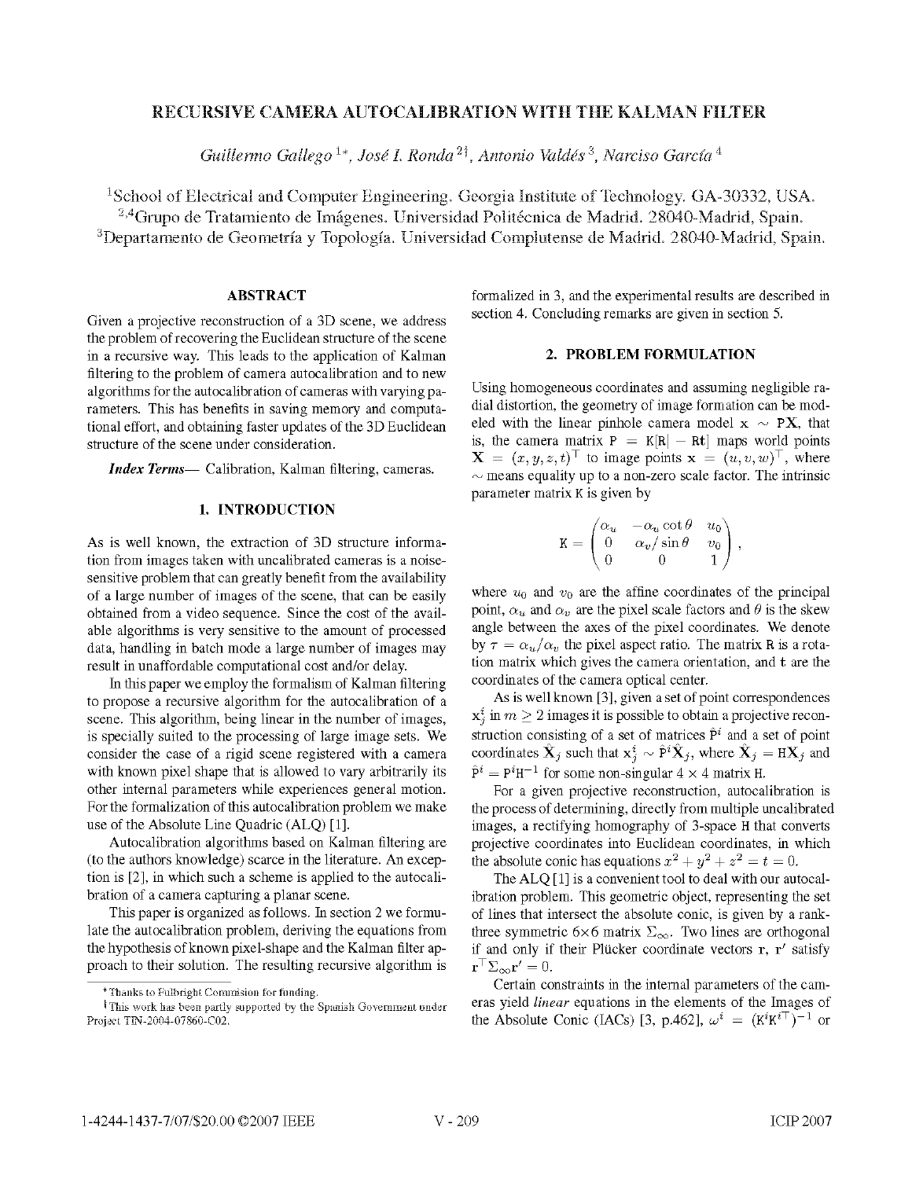# RECURSIVE CAMERA AUTOCALIBRATION WITH THE KALMAN FILTER

*Guillermo Gallego* [1*], *José I. Ronda* [2†], *Antonio Valdés* [3], *Narciso García* [4]

[1]School of Electrical and Computer Engineering. Georgia Institute of Technology. GA-30332, USA.
[2,4]Grupo de Tratamiento de Imágenes. Universidad Politécnica de Madrid. 28040-Madrid, Spain.
[3]Departamento de Geometría y Topología. Universidad Complutense de Madrid. 28040-Madrid, Spain.

## ABSTRACT

Given a projective reconstruction of a 3D scene, we address the problem of recovering the Euclidean structure of the scene in a recursive way. This leads to the application of Kalman filtering to the problem of camera autocalibration and to new algorithms for the autocalibration of cameras with varying parameters. This has benefits in saving memory and computational effort, and obtaining faster updates of the 3D Euclidean structure of the scene under consideration.

***Index Terms***— Calibration, Kalman filtering, cameras.

## 1. INTRODUCTION

As is well known, the extraction of 3D structure information from images taken with uncalibrated cameras is a noise-sensitive problem that can greatly benefit from the availability of a large number of images of the scene, that can be easily obtained from a video sequence. Since the cost of the available algorithms is very sensitive to the amount of processed data, handling in batch mode a large number of images may result in unaffordable computational cost and/or delay.

In this paper we employ the formalism of Kalman filtering to propose a recursive algorithm for the autocalibration of a scene. This algorithm, being linear in the number of images, is specially suited to the processing of large image sets. We consider the case of a rigid scene registered with a camera with known pixel shape that is allowed to vary arbitrarily its other internal parameters while experiences general motion. For the formalization of this autocalibration problem we make use of the Absolute Line Quadric (ALQ) [1].

Autocalibration algorithms based on Kalman filtering are (to the authors knowledge) scarce in the literature. An exception is [2], in which such a scheme is applied to the autocalibration of a camera capturing a planar scene.

This paper is organized as follows. In section 2 we formulate the autocalibration problem, deriving the equations from the hypothesis of known pixel-shape and the Kalman filter approach to their solution. The resulting recursive algorithm is formalized in 3, and the experimental results are described in section 4. Concluding remarks are given in section 5.

## 2. PROBLEM FORMULATION

Using homogeneous coordinates and assuming negligible radial distortion, the geometry of image formation can be modeled with the linear pinhole camera model $\mathbf{x} \sim \mathtt{P}\mathbf{X}$, that is, the camera matrix $\mathtt{P} = \mathtt{K}[\mathtt{R} \mid -\mathtt{R}\mathbf{t}]$ maps world points $\mathbf{X} = (x, y, z, t)^\top$ to image points $\mathbf{x} = (u, v, w)^\top$, where $\sim$ means equality up to a non-zero scale factor. The intrinsic parameter matrix $\mathtt{K}$ is given by

$$\mathtt{K} = \begin{pmatrix} \alpha_u & -\alpha_u \cot\theta & u_0 \\ 0 & \alpha_v / \sin\theta & v_0 \\ 0 & 0 & 1 \end{pmatrix},$$

where $u_0$ and $v_0$ are the affine coordinates of the principal point, $\alpha_u$ and $\alpha_v$ are the pixel scale factors and $\theta$ is the skew angle between the axes of the pixel coordinates. We denote by $\tau = \alpha_u/\alpha_v$ the pixel aspect ratio. The matrix $\mathtt{R}$ is a rotation matrix which gives the camera orientation, and $\mathbf{t}$ are the coordinates of the camera optical center.

As is well known [3], given a set of point correspondences $\mathbf{x}_j^i$ in $m \geq 2$ images it is possible to obtain a projective reconstruction consisting of a set of matrices $\hat{\mathtt{P}}^i$ and a set of point coordinates $\hat{\mathbf{X}}_j$ such that $\mathbf{x}_j^i \sim \hat{\mathtt{P}}^i \hat{\mathbf{X}}_j$, where $\hat{\mathbf{X}}_j = \mathtt{H}\mathbf{X}_j$ and $\hat{\mathtt{P}}^i = \mathtt{P}^i \mathtt{H}^{-1}$ for some non-singular $4 \times 4$ matrix $\mathtt{H}$.

For a given projective reconstruction, autocalibration is the process of determining, directly from multiple uncalibrated images, a rectifying homography of 3-space $\mathtt{H}$ that converts projective coordinates into Euclidean coordinates, in which the absolute conic has equations $x^2 + y^2 + z^2 = t = 0$.

The ALQ [1] is a convenient tool to deal with our autocalibration problem. This geometric object, representing the set of lines that intersect the absolute conic, is given by a rank-three symmetric 6×6 matrix $\Sigma_\infty$. Two lines are orthogonal if and only if their Plücker coordinate vectors $\mathbf{r}$, $\mathbf{r}'$ satisfy $\mathbf{r}^\top \Sigma_\infty \mathbf{r}' = 0$.

Certain constraints in the internal parameters of the cameras yield *linear* equations in the elements of the Images of the Absolute Conic (IACs) [3, p.462], $\omega^i = (\mathtt{K}^i \mathtt{K}^{i\top})^{-1}$ or

*Thanks to Fulbright Commision for funding.

†This work has been partly supported by the Spanish Government under Project TIN-2004-07860-C02.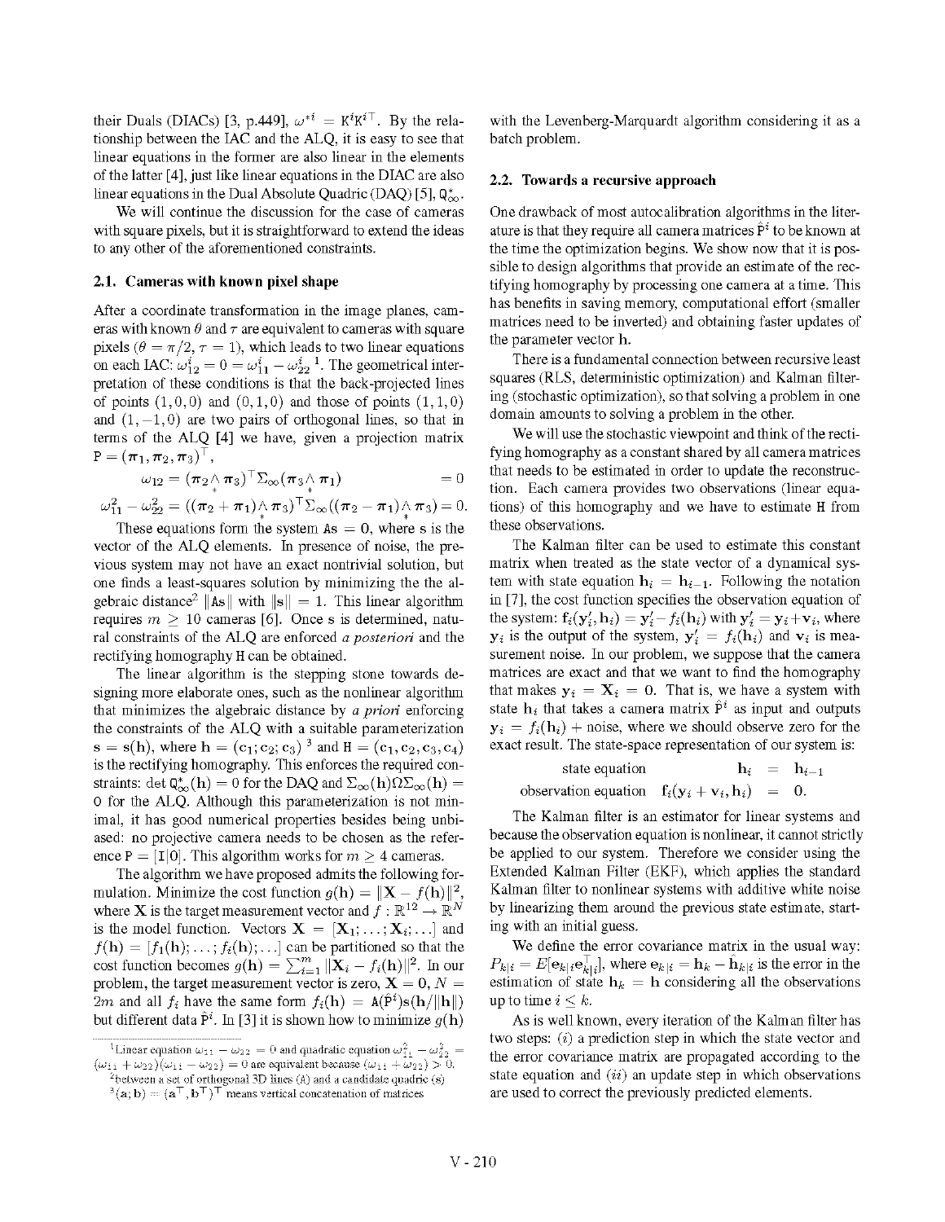their Duals (DIACs) [3, p.449], $\omega^{*i} = \mathtt{K}^i\mathtt{K}^{i\top}$. By the relationship between the IAC and the ALQ, it is easy to see that linear equations in the former are also linear in the elements of the latter [4], just like linear equations in the DIAC are also linear equations in the Dual Absolute Quadric (DAQ) [5], $\mathtt{Q}^*_\infty$.

We will continue the discussion for the case of cameras with square pixels, but it is straightforward to extend the ideas to any other of the aforementioned constraints.

### 2.1. Cameras with known pixel shape

After a coordinate transformation in the image planes, cameras with known $\theta$ and $\tau$ are equivalent to cameras with square pixels ($\theta = \pi/2, \tau = 1$), which leads to two linear equations on each IAC: $\omega^i_{12} = 0 = \omega^i_{11} - \omega^i_{22}$ [1]. The geometrical interpretation of these conditions is that the back-projected lines of points $(1,0,0)$ and $(0,1,0)$ and those of points $(1,1,0)$ and $(1,-1,0)$ are two pairs of orthogonal lines, so that in terms of the ALQ [4] we have, given a projection matrix $\mathtt{P} = (\boldsymbol{\pi}_1, \boldsymbol{\pi}_2, \boldsymbol{\pi}_3)^\top$,

$$\omega_{12} = (\boldsymbol{\pi}_2 \underset{*}{\wedge} \boldsymbol{\pi}_3)^\top \Sigma_\infty (\boldsymbol{\pi}_3 \underset{*}{\wedge} \boldsymbol{\pi}_1) = 0$$

$$\omega^2_{11} - \omega^2_{22} = ((\boldsymbol{\pi}_2 + \boldsymbol{\pi}_1) \underset{*}{\wedge} \boldsymbol{\pi}_3)^\top \Sigma_\infty ((\boldsymbol{\pi}_2 - \boldsymbol{\pi}_1) \underset{*}{\wedge} \boldsymbol{\pi}_3) = 0.$$

These equations form the system $\mathtt{A}\mathbf{s} = 0$, where s is the vector of the ALQ elements. In presence of noise, the previous system may not have an exact nontrivial solution, but one finds a least-squares solution by minimizing the the algebraic distance[2] $\|\mathtt{A}\mathbf{s}\|$ with $\|\mathbf{s}\| = 1$. This linear algorithm requires $m \geq 10$ cameras [6]. Once s is determined, natural constraints of the ALQ are enforced *a posteriori* and the rectifying homography H can be obtained.

The linear algorithm is the stepping stone towards designing more elaborate ones, such as the nonlinear algorithm that minimizes the algebraic distance by *a priori* enforcing the constraints of the ALQ with a suitable parameterization $\mathbf{s} = \mathbf{s}(\mathbf{h})$, where $\mathbf{h} = (\mathbf{c}_1; \mathbf{c}_2; \mathbf{c}_3)$ [3] and $\mathtt{H} = (\mathbf{c}_1, \mathbf{c}_2, \mathbf{c}_3, \mathbf{c}_4)$ is the rectifying homography. This enforces the required constraints: $\det \mathtt{Q}^*_\infty(\mathbf{h}) = 0$ for the DAQ and $\Sigma_\infty(\mathbf{h})\Omega\Sigma_\infty(\mathbf{h}) = 0$ for the ALQ. Although this parameterization is not minimal, it has good numerical properties besides being unbiased: no projective camera needs to be chosen as the reference $\mathtt{P} = [\mathtt{I}|0]$. This algorithm works for $m \geq 4$ cameras.

The algorithm we have proposed admits the following formulation. Minimize the cost function $g(\mathbf{h}) = \|\mathbf{X} - f(\mathbf{h})\|^2$, where $\mathbf{X}$ is the target measurement vector and $f : \mathbb{R}^{12} \to \mathbb{R}^N$ is the model function. Vectors $\mathbf{X} = [\mathbf{X}_1; \ldots; \mathbf{X}_i; \ldots]$ and $f(\mathbf{h}) = [f_1(\mathbf{h}); \ldots; f_i(\mathbf{h}); \ldots]$ can be partitioned so that the cost function becomes $g(\mathbf{h}) = \sum_{i=1}^m \|\mathbf{X}_i - f_i(\mathbf{h})\|^2$. In our problem, the target measurement vector is zero, $\mathbf{X} = 0$, $N = 2m$ and all $f_i$ have the same form $f_i(\mathbf{h}) = \mathtt{A}(\hat{\mathtt{P}}^i)\mathbf{s}(\mathbf{h}/\|\mathbf{h}\|)$ but different data $\hat{\mathtt{P}}^i$. In [3] it is shown how to minimize $g(\mathbf{h})$ with the Levenberg-Marquardt algorithm considering it as a batch problem.

[1] Linear equation $\omega_{11} - \omega_{22} = 0$ and quadratic equation $\omega^2_{11} - \omega^2_{22} = (\omega_{11} + \omega_{22})(\omega_{11} - \omega_{22}) = 0$ are equivalent because $(\omega_{11} + \omega_{22}) > 0$.

[2] between a set of orthogonal 3D lines (A) and a candidate quadric (s)

[3] $(\mathbf{a}; \mathbf{b}) = (\mathbf{a}^\top, \mathbf{b}^\top)^\top$ means vertical concatenation of matrices

### 2.2. Towards a recursive approach

One drawback of most autocalibration algorithms in the literature is that they require all camera matrices $\hat{\mathtt{P}}^i$ to be known at the time the optimization begins. We show now that it is possible to design algorithms that provide an estimate of the rectifying homography by processing one camera at a time. This has benefits in saving memory, computational effort (smaller matrices need to be inverted) and obtaining faster updates of the parameter vector $\mathbf{h}$.

There is a fundamental connection between recursive least squares (RLS, deterministic optimization) and Kalman filtering (stochastic optimization), so that solving a problem in one domain amounts to solving a problem in the other.

We will use the stochastic viewpoint and think of the rectifying homography as a constant shared by all camera matrices that needs to be estimated in order to update the reconstruction. Each camera provides two observations (linear equations) of this homography and we have to estimate H from these observations.

The Kalman filter can be used to estimate this constant matrix when treated as the state vector of a dynamical system with state equation $\mathbf{h}_i = \mathbf{h}_{i-1}$. Following the notation in [7], the cost function specifies the observation equation of the system: $\mathbf{f}_i(\mathbf{y}'_i, \mathbf{h}_i) = \mathbf{y}'_i - f_i(\mathbf{h}_i)$ with $\mathbf{y}'_i = \mathbf{y}_i + \mathbf{v}_i$, where $\mathbf{y}_i$ is the output of the system, $\mathbf{y}'_i = f_i(\mathbf{h}_i)$ and $\mathbf{v}_i$ is measurement noise. In our problem, we suppose that the camera matrices are exact and that we want to find the homography that makes $\mathbf{y}_i = \mathbf{X}_i = 0$. That is, we have a system with state $\mathbf{h}_i$ that takes a camera matrix $\hat{\mathtt{P}}^i$ as input and outputs $\mathbf{y}_i = f_i(\mathbf{h}_i)$ + noise, where we should observe zero for the exact result. The state-space representation of our system is:

$$\begin{array}{lrcl} \text{state equation} & \mathbf{h}_i & = & \mathbf{h}_{i-1} \\ \text{observation equation} & \mathbf{f}_i(\mathbf{y}_i + \mathbf{v}_i, \mathbf{h}_i) & = & 0. \end{array}$$

The Kalman filter is an estimator for linear systems and because the observation equation is nonlinear, it cannot strictly be applied to our system. Therefore we consider using the Extended Kalman Filter (EKF), which applies the standard Kalman filter to nonlinear systems with additive white noise by linearizing them around the previous state estimate, starting with an initial guess.

We define the error covariance matrix in the usual way: $P_{k|i} = E[\mathbf{e}_{k|i}\mathbf{e}^\top_{k|i}]$, where $\mathbf{e}_{k|i} = \mathbf{h}_k - \hat{\mathbf{h}}_{k|i}$ is the error in the estimation of state $\mathbf{h}_k = \mathbf{h}$ considering all the observations up to time $i \leq k$.

As is well known, every iteration of the Kalman filter has two steps: *(i)* a prediction step in which the state vector and the error covariance matrix are propagated according to the state equation and *(ii)* an update step in which observations are used to correct the previously predicted elements.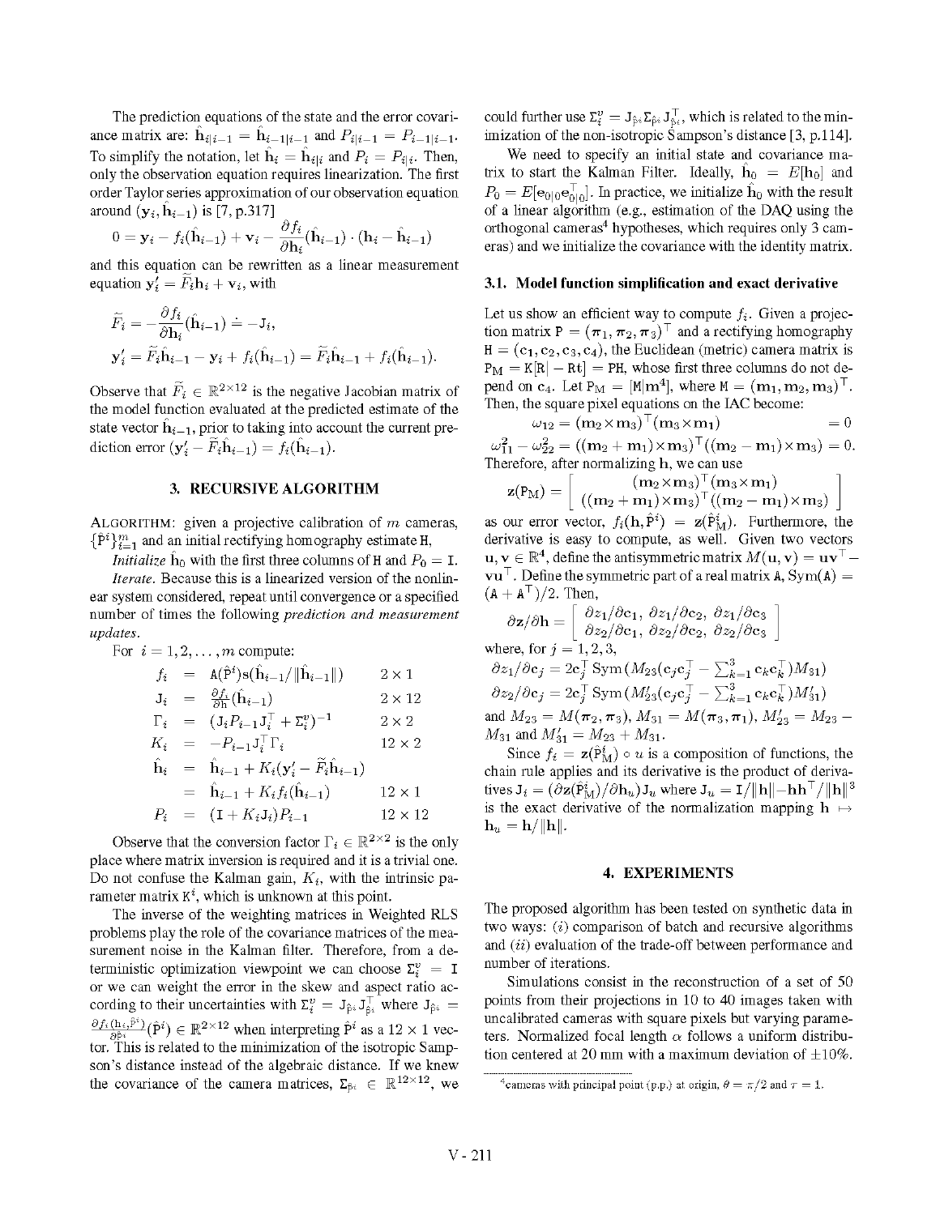The prediction equations of the state and the error covariance matrix are: $\hat{\mathbf{h}}_{i|i-1} = \hat{\mathbf{h}}_{i-1|i-1}$ and $P_{i|i-1} = P_{i-1|i-1}$. To simplify the notation, let $\hat{\mathbf{h}}_i = \hat{\mathbf{h}}_{i|i}$ and $P_i = P_{i|i}$. Then, only the observation equation requires linearization. The first order Taylor series approximation of our observation equation around $(\mathbf{y}_i, \hat{\mathbf{h}}_{i-1})$ is [7, p.317]

$$0 = \mathbf{y}_i - f_i(\hat{\mathbf{h}}_{i-1}) + \mathbf{v}_i - \frac{\partial f_i}{\partial \mathbf{h}_i}(\hat{\mathbf{h}}_{i-1}) \cdot (\mathbf{h}_i - \hat{\mathbf{h}}_{i-1})$$

and this equation can be rewritten as a linear measurement equation $\mathbf{y}_i' = \widetilde{F}_i \mathbf{h}_i + \mathbf{v}_i$, with

$$\widetilde{F}_i = -\frac{\partial f_i}{\partial \mathbf{h}_i}(\hat{\mathbf{h}}_{i-1}) \doteq -\mathtt{J}_i,$$

$$\mathbf{y}_i' = \widetilde{F}_i \hat{\mathbf{h}}_{i-1} - \mathbf{y}_i + f_i(\hat{\mathbf{h}}_{i-1}) = \widetilde{F}_i \hat{\mathbf{h}}_{i-1} + f_i(\hat{\mathbf{h}}_{i-1}).$$

Observe that $\widetilde{F}_i \in \mathbb{R}^{2\times 12}$ is the negative Jacobian matrix of the model function evaluated at the predicted estimate of the state vector $\hat{\mathbf{h}}_{i-1}$, prior to taking into account the current prediction error $(\mathbf{y}_i' - \widetilde{F}_i \hat{\mathbf{h}}_{i-1}) = f_i(\hat{\mathbf{h}}_{i-1})$.

## 3. RECURSIVE ALGORITHM

ALGORITHM: given a projective calibration of $m$ cameras, $\{\hat{\mathtt{P}}^i\}_{i=1}^m$ and an initial rectifying homography estimate $\mathtt{H}$,

*Initialize* $\hat{\mathbf{h}}_0$ with the first three columns of $\mathtt{H}$ and $P_0 = \mathtt{I}$.

*Iterate.* Because this is a linearized version of the nonlinear system considered, repeat until convergence or a specified number of times the following *prediction and measurement updates*.

For $i = 1, 2, \ldots, m$ compute:

$$\begin{aligned}
f_i &= \mathtt{A}(\hat{\mathtt{P}}^i)\mathbf{s}(\hat{\mathbf{h}}_{i-1}/\|\hat{\mathbf{h}}_{i-1}\|) && 2\times 1\\
\mathtt{J}_i &= \tfrac{\partial f_i}{\partial \mathbf{h}}(\hat{\mathbf{h}}_{i-1}) && 2\times 12\\
\Gamma_i &= (\mathtt{J}_i P_{i-1} \mathtt{J}_i^\top + \Sigma_i^v)^{-1} && 2\times 2\\
K_i &= -P_{i-1}\mathtt{J}_i^\top \Gamma_i && 12\times 2\\
\hat{\mathbf{h}}_i &= \hat{\mathbf{h}}_{i-1} + K_i(\mathbf{y}_i' - \widetilde{F}_i \hat{\mathbf{h}}_{i-1}) &&\\
&= \hat{\mathbf{h}}_{i-1} + K_i f_i(\hat{\mathbf{h}}_{i-1}) && 12\times 1\\
P_i &= (\mathtt{I} + K_i \mathtt{J}_i)P_{i-1} && 12\times 12
\end{aligned}$$

Observe that the conversion factor $\Gamma_i \in \mathbb{R}^{2\times 2}$ is the only place where matrix inversion is required and it is a trivial one. Do not confuse the Kalman gain, $K_i$, with the intrinsic parameter matrix $\mathtt{K}^i$, which is unknown at this point.

The inverse of the weighting matrices in Weighted RLS problems play the role of the covariance matrices of the measurement noise in the Kalman filter. Therefore, from a deterministic optimization viewpoint we can choose $\Sigma_i^v = \mathtt{I}$ or we can weight the error in the skew and aspect ratio according to their uncertainties with $\Sigma_i^v = \mathtt{J}_{\hat{\mathtt{P}}^i}\mathtt{J}_{\hat{\mathtt{P}}^i}^\top$ where $\mathtt{J}_{\hat{\mathtt{P}}^i} = \frac{\partial f_i(\mathbf{h}_i, \hat{\mathtt{P}}^i)}{\partial \hat{\mathtt{P}}^i}(\hat{\mathtt{P}}^i) \in \mathbb{R}^{2\times 12}$ when interpreting $\hat{\mathtt{P}}^i$ as a $12\times 1$ vector. This is related to the minimization of the isotropic Sampson's distance instead of the algebraic distance. If we knew the covariance of the camera matrices, $\Sigma_{\hat{\mathtt{P}}^i} \in \mathbb{R}^{12\times 12}$, we could further use $\Sigma_i^v = \mathtt{J}_{\hat{\mathtt{P}}^i}\Sigma_{\hat{\mathtt{P}}^i}\mathtt{J}_{\hat{\mathtt{P}}^i}^\top$, which is related to the minimization of the non-isotropic Sampson's distance [3, p.114].

We need to specify an initial state and covariance matrix to start the Kalman Filter. Ideally, $\hat{\mathbf{h}}_0 = E[\mathbf{h}_0]$ and $P_0 = E[\mathbf{e}_{0|0}\mathbf{e}_{0|0}^\top]$. In practice, we initialize $\hat{\mathbf{h}}_0$ with the result of a linear algorithm (e.g., estimation of the DAQ using the orthogonal cameras[4] hypotheses, which requires only 3 cameras) and we initialize the covariance with the identity matrix.

### 3.1. Model function simplification and exact derivative

Let us show an efficient way to compute $f_i$. Given a projection matrix $\mathtt{P} = (\boldsymbol{\pi}_1, \boldsymbol{\pi}_2, \boldsymbol{\pi}_3)^\top$ and a rectifying homography $\mathtt{H} = (\mathbf{c}_1, \mathbf{c}_2, \mathbf{c}_3, \mathbf{c}_4)$, the Euclidean (metric) camera matrix is $\mathtt{P}_\mathrm{M} = \mathtt{K}[\mathtt{R}| - \mathtt{R}\mathbf{t}] = \mathtt{PH}$, whose first three columns do not depend on $\mathbf{c}_4$. Let $\mathtt{P}_\mathrm{M} = [\mathtt{M}|\mathbf{m}^4]$, where $\mathtt{M} = (\mathbf{m}_1, \mathbf{m}_2, \mathbf{m}_3)^\top$. Then, the square pixel equations on the IAC become:

$$\omega_{12} = (\mathbf{m}_2 \times \mathbf{m}_3)^\top(\mathbf{m}_3 \times \mathbf{m}_1) = 0$$

$$\omega_{11}^2 - \omega_{22}^2 = ((\mathbf{m}_2 + \mathbf{m}_1)\times \mathbf{m}_3)^\top((\mathbf{m}_2 - \mathbf{m}_1)\times \mathbf{m}_3) = 0.$$

Therefore, after normalizing $\mathbf{h}$, we can use

$$\mathbf{z}(\mathtt{P}_\mathrm{M}) = \left[\begin{array}{c} (\mathbf{m}_2 \times \mathbf{m}_3)^\top(\mathbf{m}_3 \times \mathbf{m}_1) \\ ((\mathbf{m}_2 + \mathbf{m}_1)\times \mathbf{m}_3)^\top((\mathbf{m}_2 - \mathbf{m}_1)\times \mathbf{m}_3) \end{array}\right]$$

as our error vector, $f_i(\mathbf{h}, \hat{\mathtt{P}}^i) = \mathbf{z}(\hat{\mathtt{P}}_\mathrm{M}^i)$. Furthermore, the derivative is easy to compute, as well. Given two vectors $\mathbf{u}, \mathbf{v} \in \mathbb{R}^4$, define the antisymmetric matrix $M(\mathbf{u}, \mathbf{v}) = \mathbf{u}\mathbf{v}^\top - \mathbf{v}\mathbf{u}^\top$. Define the symmetric part of a real matrix $\mathtt{A}$, $\mathrm{Sym}(\mathtt{A}) = (\mathtt{A} + \mathtt{A}^\top)/2$. Then,

$$\partial \mathbf{z}/\partial \mathbf{h} = \left[\begin{array}{c} \partial z_1/\partial \mathbf{c}_1,\ \partial z_1/\partial \mathbf{c}_2,\ \partial z_1/\partial \mathbf{c}_3 \\ \partial z_2/\partial \mathbf{c}_1,\ \partial z_2/\partial \mathbf{c}_2,\ \partial z_2/\partial \mathbf{c}_3 \end{array}\right]$$

where, for $j = 1, 2, 3$,

$$\partial z_1/\partial \mathbf{c}_j = 2\mathbf{c}_j^\top\, \mathrm{Sym}\left(M_{23}(\mathbf{c}_j\mathbf{c}_j^\top - \textstyle\sum_{k=1}^3 \mathbf{c}_k\mathbf{c}_k^\top)M_{31}\right)$$

$$\partial z_2/\partial \mathbf{c}_j = 2\mathbf{c}_j^\top\, \mathrm{Sym}\left(M_{23}'(\mathbf{c}_j\mathbf{c}_j^\top - \textstyle\sum_{k=1}^3 \mathbf{c}_k\mathbf{c}_k^\top)M_{31}'\right)$$

and $M_{23} = M(\boldsymbol{\pi}_2, \boldsymbol{\pi}_3)$, $M_{31} = M(\boldsymbol{\pi}_3, \boldsymbol{\pi}_1)$, $M_{23}' = M_{23} - M_{31}$ and $M_{31}' = M_{23} + M_{31}$.

Since $f_i = \mathbf{z}(\hat{\mathtt{P}}_\mathrm{M}^i) \circ u$ is a composition of functions, the chain rule applies and its derivative is the product of derivatives $\mathtt{J}_i = (\partial \mathbf{z}(\hat{\mathtt{P}}_\mathrm{M}^i)/\partial \mathbf{h}_u)\mathtt{J}_u$ where $\mathtt{J}_u = \mathtt{I}/\|\mathbf{h}\| - \mathbf{h}\mathbf{h}^\top/\|\mathbf{h}\|^3$ is the exact derivative of the normalization mapping $\mathbf{h} \mapsto \mathbf{h}_u = \mathbf{h}/\|\mathbf{h}\|$.

## 4. EXPERIMENTS

The proposed algorithm has been tested on synthetic data in two ways: $(i)$ comparison of batch and recursive algorithms and $(ii)$ evaluation of the trade-off between performance and number of iterations.

Simulations consist in the reconstruction of a set of 50 points from their projections in 10 to 40 images taken with uncalibrated cameras with square pixels but varying parameters. Normalized focal length $\alpha$ follows a uniform distribution centered at 20 mm with a maximum deviation of $\pm 10\%$.

[4] cameras with principal point (p.p.) at origin, $\theta = \pi/2$ and $\tau = 1$.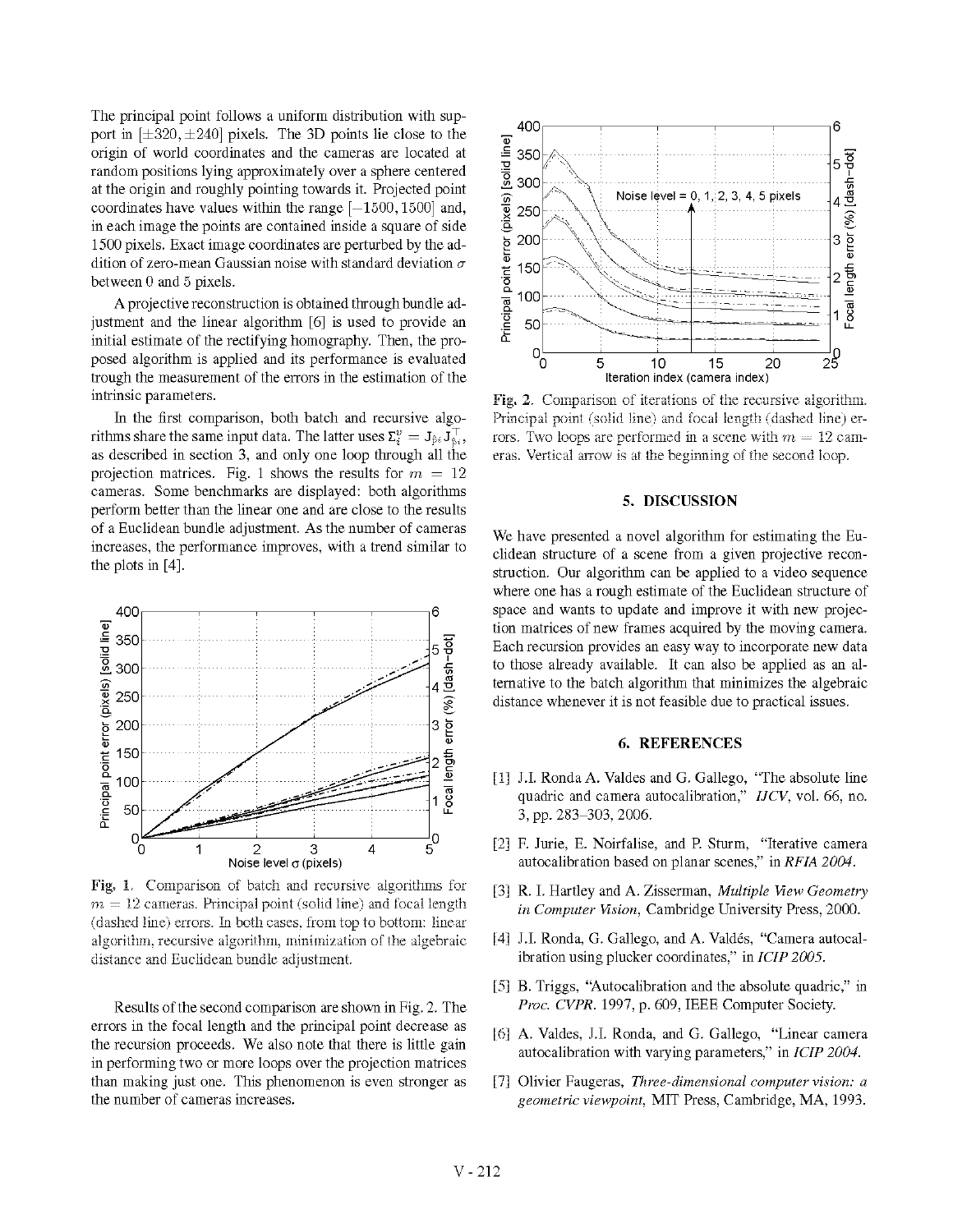The principal point follows a uniform distribution with support in $[\pm 320, \pm 240]$ pixels. The 3D points lie close to the origin of world coordinates and the cameras are located at random positions lying approximately over a sphere centered at the origin and roughly pointing towards it. Projected point coordinates have values within the range $[-1500, 1500]$ and, in each image the points are contained inside a square of side 1500 pixels. Exact image coordinates are perturbed by the addition of zero-mean Gaussian noise with standard deviation $\sigma$ between 0 and 5 pixels.

A projective reconstruction is obtained through bundle adjustment and the linear algorithm [6] is used to provide an initial estimate of the rectifying homography. Then, the proposed algorithm is applied and its performance is evaluated trough the measurement of the errors in the estimation of the intrinsic parameters.

In the first comparison, both batch and recursive algorithms share the same input data. The latter uses $\Sigma_i^v = \mathrm{J}_{\hat{\mathrm{p}}_i} \mathrm{J}_{\hat{\mathrm{p}}_i}^\top$, as described in section 3, and only one loop through all the projection matrices. Fig. 1 shows the results for $m = 12$ cameras. Some benchmarks are displayed: both algorithms perform better than the linear one and are close to the results of a Euclidean bundle adjustment. As the number of cameras increases, the performance improves, with a trend similar to the plots in [4].

Principal point error (pixels) [solid line]
Focal length error (%) [dash-dot]
Noise level σ (pixels)

**Fig. 1**. Comparison of batch and recursive algorithms for $m = 12$ cameras. Principal point (solid line) and focal length (dashed line) errors. In both cases, from top to bottom: linear algorithm, recursive algorithm, minimization of the algebraic distance and Euclidean bundle adjustment.

Results of the second comparison are shown in Fig. 2. The errors in the focal length and the principal point decrease as the recursion proceeds. We also note that there is little gain in performing two or more loops over the projection matrices than making just one. This phenomenon is even stronger as the number of cameras increases.

Principal point error (pixels) [solid line]
Focal length error (%) [dash-dot]
Noise level = 0, 1, 2, 3, 4, 5 pixels
Iteration index (camera index)

**Fig. 2**. Comparison of iterations of the recursive algorithm. Principal point (solid line) and focal length (dashed line) errors. Two loops are performed in a scene with $m = 12$ cameras. Vertical arrow is at the beginning of the second loop.

## 5. DISCUSSION

We have presented a novel algorithm for estimating the Euclidean structure of a scene from a given projective reconstruction. Our algorithm can be applied to a video sequence where one has a rough estimate of the Euclidean structure of space and wants to update and improve it with new projection matrices of new frames acquired by the moving camera. Each recursion provides an easy way to incorporate new data to those already available. It can also be applied as an alternative to the batch algorithm that minimizes the algebraic distance whenever it is not feasible due to practical issues.

## 6. REFERENCES

[1] J.I. Ronda A. Valdes and G. Gallego, "The absolute line quadric and camera autocalibration," *IJCV*, vol. 66, no. 3, pp. 283–303, 2006.

[2] F. Jurie, E. Noirfalise, and P. Sturm, "Iterative camera autocalibration based on planar scenes," in *RFIA 2004*.

[3] R. I. Hartley and A. Zisserman, *Multiple View Geometry in Computer Vision*, Cambridge University Press, 2000.

[4] J.I. Ronda, G. Gallego, and A. Valdés, "Camera autocalibration using plucker coordinates," in *ICIP 2005*.

[5] B. Triggs, "Autocalibration and the absolute quadric," in *Proc. CVPR*. 1997, p. 609, IEEE Computer Society.

[6] A. Valdes, J.I. Ronda, and G. Gallego, "Linear camera autocalibration with varying parameters," in *ICIP 2004*.

[7] Olivier Faugeras, *Three-dimensional computer vision: a geometric viewpoint*, MIT Press, Cambridge, MA, 1993.